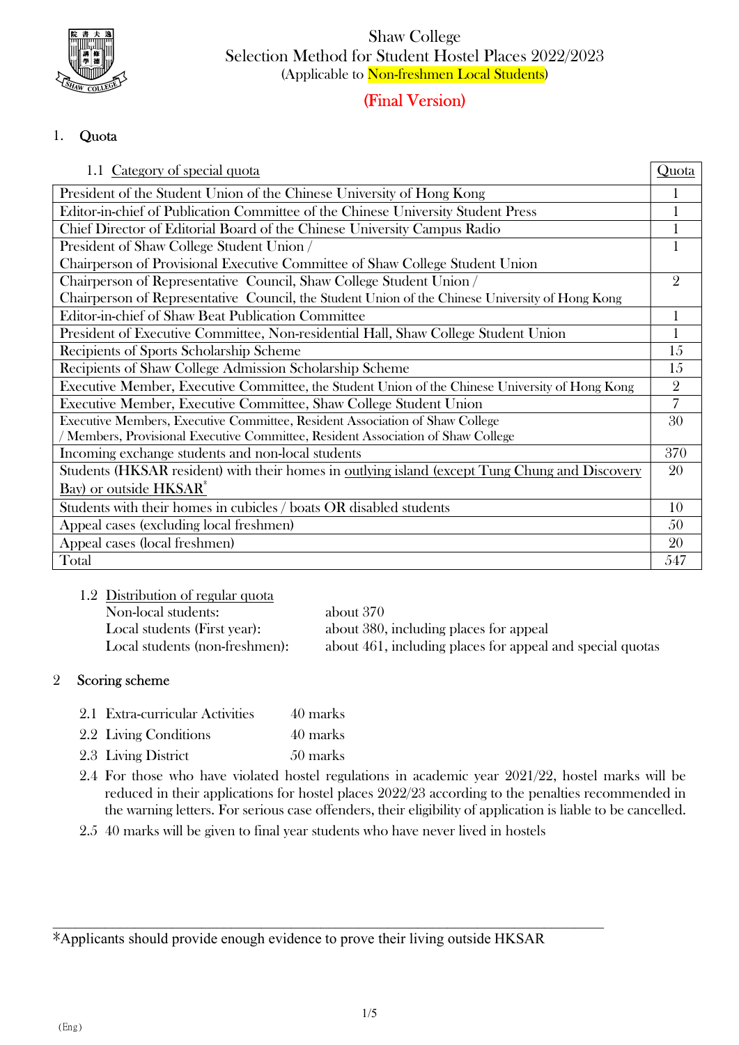# Shaw College
## Selection Method for Student Hostel Places 2022/2023
(Applicable to Non-freshmen Local Students)

**(Final Version)**

1. **Quota**

| 1.1 Category of special quota | Quota |
|---|---|
| President of the Student Union of the Chinese University of Hong Kong | 1 |
| Editor-in-chief of Publication Committee of the Chinese University Student Press | 1 |
| Chief Director of Editorial Board of the Chinese University Campus Radio | 1 |
| President of Shaw College Student Union / Chairperson of Provisional Executive Committee of Shaw College Student Union | 1 |
| Chairperson of Representative Council, Shaw College Student Union / Chairperson of Representative Council, the Student Union of the Chinese University of Hong Kong | 2 |
| Editor-in-chief of Shaw Beat Publication Committee | 1 |
| President of Executive Committee, Non-residential Hall, Shaw College Student Union | 1 |
| Recipients of Sports Scholarship Scheme | 15 |
| Recipients of Shaw College Admission Scholarship Scheme | 15 |
| Executive Member, Executive Committee, the Student Union of the Chinese University of Hong Kong | 2 |
| Executive Member, Executive Committee, Shaw College Student Union | 7 |
| Executive Members, Executive Committee, Resident Association of Shaw College / Members, Provisional Executive Committee, Resident Association of Shaw College | 30 |
| Incoming exchange students and non-local students | 370 |
| Students (HKSAR resident) with their homes in outlying island (except Tung Chung and Discovery Bay) or outside HKSAR* | 20 |
| Students with their homes in cubicles / boats OR disabled students | 10 |
| Appeal cases (excluding local freshmen) | 50 |
| Appeal cases (local freshmen) | 20 |
| Total | 547 |

1.2 Distribution of regular quota

| | |
|---|---|
| Non-local students: | about 370 |
| Local students (First year): | about 380, including places for appeal |
| Local students (non-freshmen): | about 461, including places for appeal and special quotas |

2 **Scoring scheme**

2.1 Extra-curricular Activities 40 marks

2.2 Living Conditions 40 marks

2.3 Living District 50 marks

2.4 For those who have violated hostel regulations in academic year 2021/22, hostel marks will be reduced in their applications for hostel places 2022/23 according to the penalties recommended in the warning letters. For serious case offenders, their eligibility of application is liable to be cancelled.

2.5 40 marks will be given to final year students who have never lived in hostels

---

*Applicants should provide enough evidence to prove their living outside HKSAR

(Eng)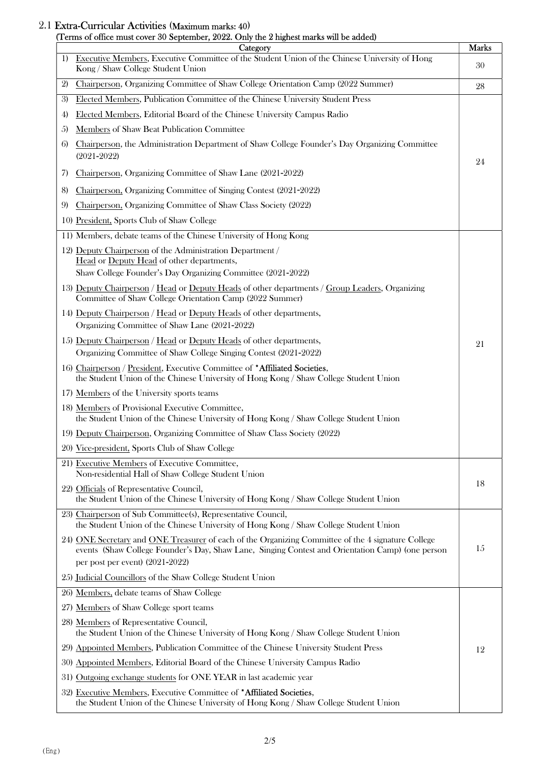## 2.1 Extra-Curricular Activities (Maximum marks: 40)

(Terms of office must cover 30 September, 2022. Only the 2 highest marks will be added)

| Category | Marks |
|---|---|
| 1) Executive Members, Executive Committee of the Student Union of the Chinese University of Hong Kong / Shaw College Student Union | 30 |
| 2) Chairperson, Organizing Committee of Shaw College Orientation Camp (2022 Summer) | 28 |
| 3) Elected Members, Publication Committee of the Chinese University Student Press<br>4) Elected Members, Editorial Board of the Chinese University Campus Radio<br>5) Members of Shaw Beat Publication Committee<br>6) Chairperson, the Administration Department of Shaw College Founder's Day Organizing Committee (2021-2022)<br>7) Chairperson, Organizing Committee of Shaw Lane (2021-2022)<br>8) Chairperson, Organizing Committee of Singing Contest (2021-2022)<br>9) Chairperson, Organizing Committee of Shaw Class Society (2022)<br>10) President, Sports Club of Shaw College | 24 |
| 11) Members, debate teams of the Chinese University of Hong Kong<br>12) Deputy Chairperson of the Administration Department / Head or Deputy Head of other departments, Shaw College Founder's Day Organizing Committee (2021-2022)<br>13) Deputy Chairperson / Head or Deputy Heads of other departments / Group Leaders, Organizing Committee of Shaw College Orientation Camp (2022 Summer)<br>14) Deputy Chairperson / Head or Deputy Heads of other departments, Organizing Committee of Shaw Lane (2021-2022)<br>15) Deputy Chairperson / Head or Deputy Heads of other departments, Organizing Committee of Shaw College Singing Contest (2021-2022)<br>16) Chairperson / President, Executive Committee of \*Affiliated Societies, the Student Union of the Chinese University of Hong Kong / Shaw College Student Union<br>17) Members of the University sports teams<br>18) Members of Provisional Executive Committee, the Student Union of the Chinese University of Hong Kong / Shaw College Student Union<br>19) Deputy Chairperson, Organizing Committee of Shaw Class Society (2022)<br>20) Vice-president, Sports Club of Shaw College | 21 |
| 21) Executive Members of Executive Committee, Non-residential Hall of Shaw College Student Union<br>22) Officials of Representative Council, the Student Union of the Chinese University of Hong Kong / Shaw College Student Union | 18 |
| 23) Chairperson of Sub Committee(s), Representative Council, the Student Union of the Chinese University of Hong Kong / Shaw College Student Union<br>24) ONE Secretary and ONE Treasurer of each of the Organizing Committee of the 4 signature College events (Shaw College Founder's Day, Shaw Lane, Singing Contest and Orientation Camp) (one person per post per event) (2021-2022)<br>25) Judicial Councillors of the Shaw College Student Union | 15 |
| 26) Members, debate teams of Shaw College<br>27) Members of Shaw College sport teams<br>28) Members of Representative Council, the Student Union of the Chinese University of Hong Kong / Shaw College Student Union<br>29) Appointed Members, Publication Committee of the Chinese University Student Press<br>30) Appointed Members, Editorial Board of the Chinese University Campus Radio<br>31) Outgoing exchange students for ONE YEAR in last academic year<br>32) Executive Members, Executive Committee of \*Affiliated Societies, the Student Union of the Chinese University of Hong Kong / Shaw College Student Union | 12 |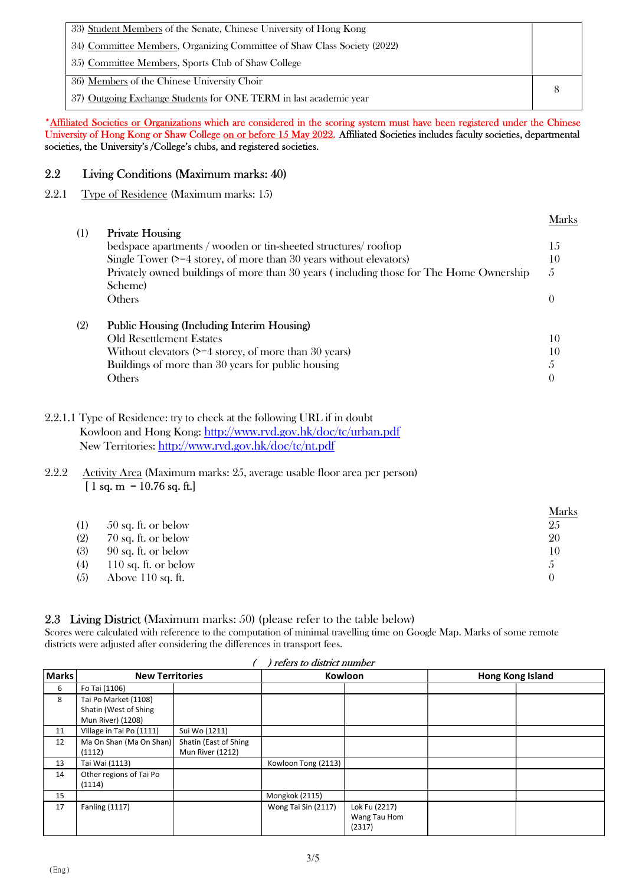| | |
|---|---|
| 33) Student Members of the Senate, Chinese University of Hong Kong<br>34) Committee Members, Organizing Committee of Shaw Class Society (2022)<br>35) Committee Members, Sports Club of Shaw College | |
| 36) Members of the Chinese University Choir<br>37) Outgoing Exchange Students for ONE TERM in last academic year | 8 |

*Affiliated Societies or Organizations which are considered in the scoring system must have been registered under the Chinese University of Hong Kong or Shaw College on or before 15 May 2022. **Affiliated Societies includes faculty societies, departmental societies, the University's /College's clubs, and registered societies.**

## 2.2 Living Conditions (Maximum marks: 40)

### 2.2.1 Type of Residence (Maximum marks: 15)

| | | Marks |
|---|---|---|
| (1) | **Private Housing** | |
| | bedspace apartments / wooden or tin-sheeted structures/ rooftop | 15 |
| | Single Tower (>=4 storey, of more than 30 years without elevators) | 10 |
| | Privately owned buildings of more than 30 years ( including those for The Home Ownership Scheme) | 5 |
| | Others | 0 |
| (2) | **Public Housing (Including Interim Housing)** | |
| | Old Resettlement Estates | 10 |
| | Without elevators (>=4 storey, of more than 30 years) | 10 |
| | Buildings of more than 30 years for public housing | 5 |
| | Others | 0 |

2.2.1.1 Type of Residence: try to check at the following URL if in doubt
Kowloon and Hong Kong: http://www.rvd.gov.hk/doc/tc/urban.pdf
New Territories: http://www.rvd.gov.hk/doc/tc/nt.pdf

### 2.2.2 Activity Area (Maximum marks: 25, average usable floor area per person)
[ 1 sq. m = 10.76 sq. ft.]

| | | Marks |
|---|---|---|
| (1) | 50 sq. ft. or below | 25 |
| (2) | 70 sq. ft. or below | 20 |
| (3) | 90 sq. ft. or below | 10 |
| (4) | 110 sq. ft. or below | 5 |
| (5) | Above 110 sq. ft. | 0 |

## 2.3 Living District (Maximum marks: 50) (please refer to the table below)

Scores were calculated with reference to the computation of minimal travelling time on Google Map. Marks of some remote districts were adjusted after considering the differences in transport fees.

*( ) refers to district number*

| Marks | New Territories | | Kowloon | | Hong Kong Island | |
|---|---|---|---|---|---|---|
| 6 | Fo Tai (1106) | | | | | |
| 8 | Tai Po Market (1108)<br>Shatin (West of Shing Mun River) (1208) | | | | | |
| 11 | Village in Tai Po (1111) | Sui Wo (1211) | | | | |
| 12 | Ma On Shan (Ma On Shan) (1112) | Shatin (East of Shing Mun River (1212) | | | | |
| 13 | Tai Wai (1113) | | Kowloon Tong (2113) | | | |
| 14 | Other regions of Tai Po (1114) | | | | | |
| 15 | | | Mongkok (2115) | | | |
| 17 | Fanling (1117) | | Wong Tai Sin (2117) | Lok Fu (2217)<br>Wang Tau Hom (2317) | | |

(Eng)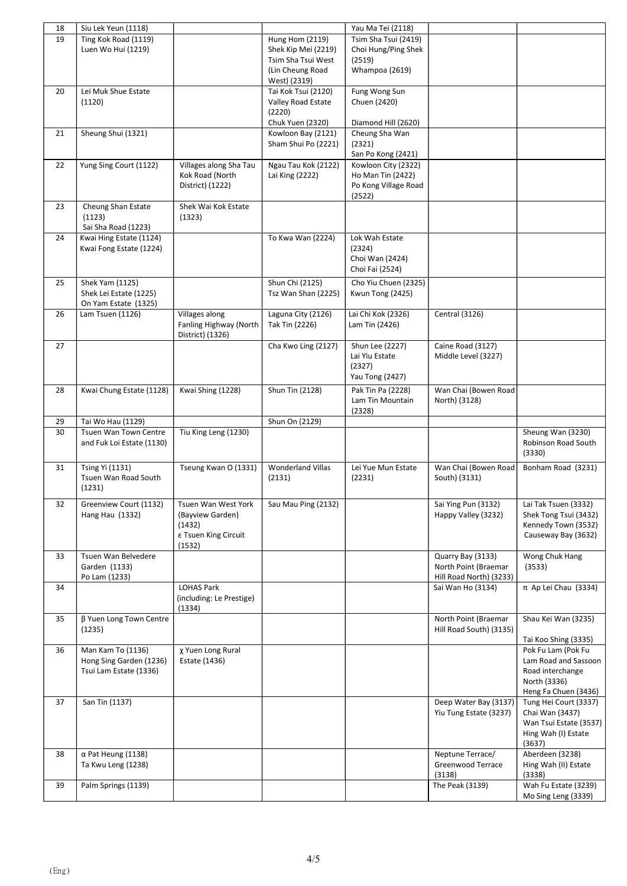| 18 | Siu Lek Yeun (1118) | | | Yau Ma Tei (2118) | | |
|---|---|---|---|---|---|---|
| 19 | Ting Kok Road (1119)<br>Luen Wo Hui (1219) | | Hung Hom (2119)<br>Shek Kip Mei (2219)<br>Tsim Sha Tsui West (Lin Cheung Road West) (2319) | Tsim Sha Tsui (2419)<br>Choi Hung/Ping Shek (2519)<br>Whampoa (2619) | | |
| 20 | Lei Muk Shue Estate (1120) | | Tai Kok Tsui (2120)<br>Valley Road Estate (2220)<br>Chuk Yuen (2320) | Fung Wong Sun Chuen (2420)<br>Diamond Hill (2620) | | |
| 21 | Sheung Shui (1321) | | Kowloon Bay (2121)<br>Sham Shui Po (2221) | Cheung Sha Wan (2321)<br>San Po Kong (2421) | | |
| 22 | Yung Sing Court (1122) | Villages along Sha Tau Kok Road (North District) (1222) | Ngau Tau Kok (2122)<br>Lai King (2222) | Kowloon City (2322)<br>Ho Man Tin (2422)<br>Po Kong Village Road (2522) | | |
| 23 | Cheung Shan Estate (1123)<br>Sai Sha Road (1223) | Shek Wai Kok Estate (1323) | | | | |
| 24 | Kwai Hing Estate (1124)<br>Kwai Fong Estate (1224) | | To Kwa Wan (2224) | Lok Wah Estate (2324)<br>Choi Wan (2424)<br>Choi Fai (2524) | | |
| 25 | Shek Yam (1125)<br>Shek Lei Estate (1225)<br>On Yam Estate (1325) | | Shun Chi (2125)<br>Tsz Wan Shan (2225) | Cho Yiu Chuen (2325)<br>Kwun Tong (2425) | | |
| 26 | Lam Tsuen (1126) | Villages along Fanling Highway (North District) (1326) | Laguna City (2126)<br>Tak Tin (2226) | Lai Chi Kok (2326)<br>Lam Tin (2426) | Central (3126) | |
| 27 | | | Cha Kwo Ling (2127) | Shun Lee (2227)<br>Lai Yiu Estate (2327)<br>Yau Tong (2427) | Caine Road (3127)<br>Middle Level (3227) | |
| 28 | Kwai Chung Estate (1128) | Kwai Shing (1228) | Shun Tin (2128) | Pak Tin Pa (2228)<br>Lam Tin Mountain (2328) | Wan Chai (Bowen Road North) (3128) | |
| 29 | Tai Wo Hau (1129) | | Shun On (2129) | | | |
| 30 | Tsuen Wan Town Centre and Fuk Loi Estate (1130) | Tiu King Leng (1230) | | | | Sheung Wan (3230)<br>Robinson Road South (3330) |
| 31 | Tsing Yi (1131)<br>Tsuen Wan Road South (1231) | Tseung Kwan O (1331) | Wonderland Villas (2131) | Lei Yue Mun Estate (2231) | Wan Chai (Bowen Road South) (3131) | Bonham Road (3231) |
| 32 | Greenview Court (1132)<br>Hang Hau (1332) | Tsuen Wan West York (Bayview Garden) (1432)<br>ε Tsuen King Circuit (1532) | Sau Mau Ping (2132) | | Sai Ying Pun (3132)<br>Happy Valley (3232) | Lai Tak Tsuen (3332)<br>Shek Tong Tsui (3432)<br>Kennedy Town (3532)<br>Causeway Bay (3632) |
| 33 | Tsuen Wan Belvedere Garden (1133)<br>Po Lam (1233) | | | | Quarry Bay (3133)<br>North Point (Braemar Hill Road North) (3233) | Wong Chuk Hang (3533) |
| 34 | | LOHAS Park (including: Le Prestige) (1334) | | | Sai Wan Ho (3134) | π Ap Lei Chau (3334) |
| 35 | β Yuen Long Town Centre (1235) | | | | North Point (Braemar Hill Road South) (3135) | Shau Kei Wan (3235)<br>Tai Koo Shing (3335) |
| 36 | Man Kam To (1136)<br>Hong Sing Garden (1236)<br>Tsui Lam Estate (1336) | χ Yuen Long Rural Estate (1436) | | | | Pok Fu Lam (Pok Fu Lam Road and Sassoon Road interchange North (3336)<br>Heng Fa Chuen (3436) |
| 37 | San Tin (1137) | | | | Deep Water Bay (3137)<br>Yiu Tung Estate (3237) | Tung Hei Court (3337)<br>Chai Wan (3437)<br>Wan Tsui Estate (3537)<br>Hing Wah (I) Estate (3637) |
| 38 | α Pat Heung (1138)<br>Ta Kwu Leng (1238) | | | | Neptune Terrace/ Greenwood Terrace (3138) | Aberdeen (3238)<br>Hing Wah (II) Estate (3338) |
| 39 | Palm Springs (1139) | | | | The Peak (3139) | Wah Fu Estate (3239)<br>Mo Sing Leng (3339) |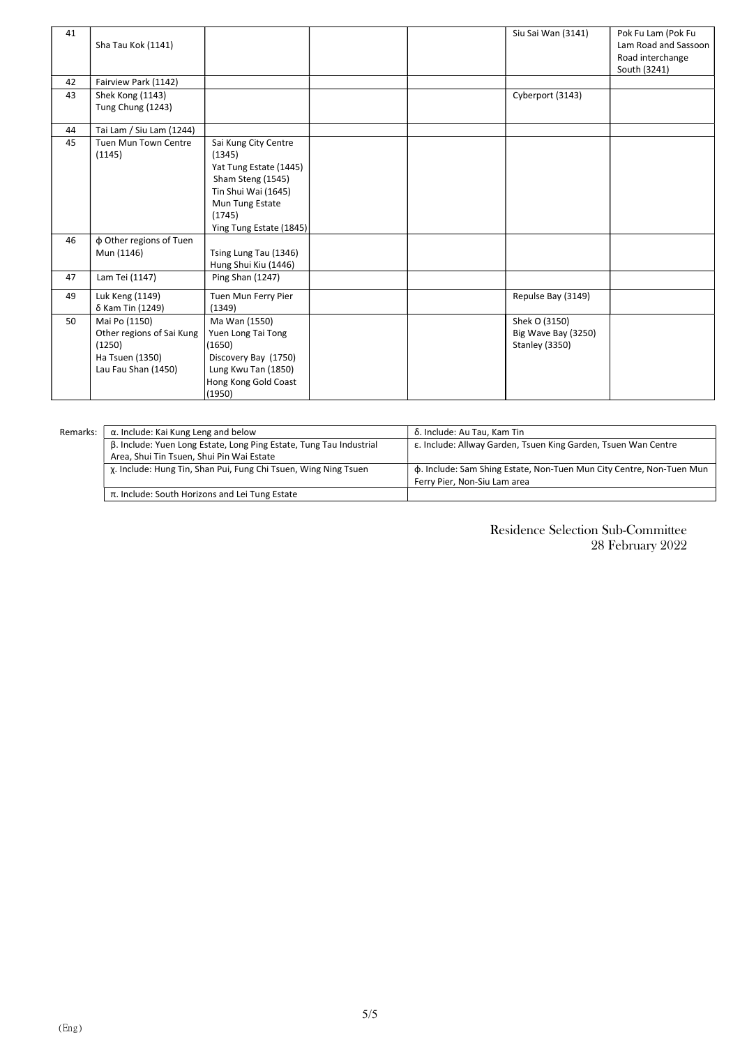| | | | | | | |
|---|---|---|---|---|---|---|
| 41 | Sha Tau Kok (1141) | | | | Siu Sai Wan (3141) | Pok Fu Lam (Pok Fu Lam Road and Sassoon Road interchange South (3241) |
| 42 | Fairview Park (1142) | | | | | |
| 43 | Shek Kong (1143)<br>Tung Chung (1243) | | | | Cyberport (3143) | |
| 44 | Tai Lam / Siu Lam (1244) | | | | | |
| 45 | Tuen Mun Town Centre (1145) | Sai Kung City Centre (1345)<br>Yat Tung Estate (1445)<br>Sham Steng (1545)<br>Tin Shui Wai (1645)<br>Mun Tung Estate (1745)<br>Ying Tung Estate (1845) | | | | |
| 46 | ϕ Other regions of Tuen Mun (1146) | Tsing Lung Tau (1346)<br>Hung Shui Kiu (1446) | | | | |
| 47 | Lam Tei (1147) | Ping Shan (1247) | | | | |
| 49 | Luk Keng (1149)<br>δ Kam Tin (1249) | Tuen Mun Ferry Pier (1349) | | | Repulse Bay (3149) | |
| 50 | Mai Po (1150)<br>Other regions of Sai Kung (1250)<br>Ha Tsuen (1350)<br>Lau Fau Shan (1450) | Ma Wan (1550)<br>Yuen Long Tai Tong (1650)<br>Discovery Bay (1750)<br>Lung Kwu Tan (1850)<br>Hong Kong Gold Coast (1950) | | | Shek O (3150)<br>Big Wave Bay (3250)<br>Stanley (3350) | |

| Remarks: | | |
|---|---|---|
| | α. Include: Kai Kung Leng and below | δ. Include: Au Tau, Kam Tin |
| | β. Include: Yuen Long Estate, Long Ping Estate, Tung Tau Industrial Area, Shui Tin Tsuen, Shui Pin Wai Estate | ε. Include: Allway Garden, Tsuen King Garden, Tsuen Wan Centre |
| | χ. Include: Hung Tin, Shan Pui, Fung Chi Tsuen, Wing Ning Tsuen | ϕ. Include: Sam Shing Estate, Non-Tuen Mun City Centre, Non-Tuen Mun Ferry Pier, Non-Siu Lam area |
| | π. Include: South Horizons and Lei Tung Estate | |

Residence Selection Sub-Committee
28 February 2022

(Eng)